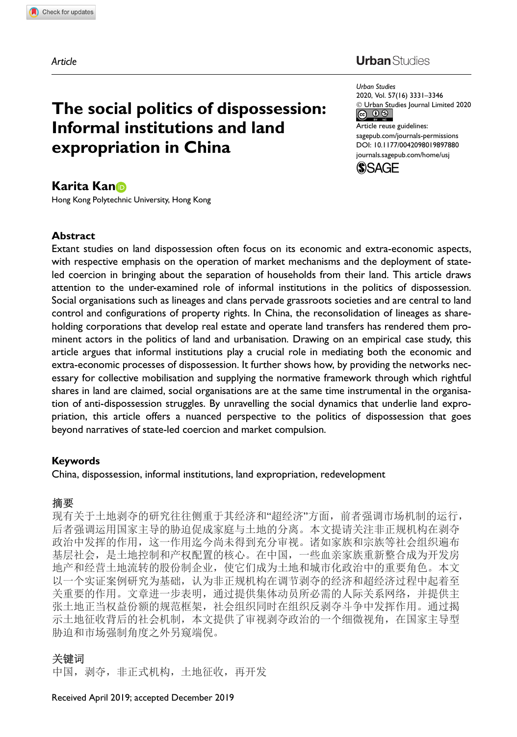Article

# The social politics of dispossession: Informal institutions and land expropriation in China

Urban Studies
2020, Vol. 57(16) 3331–3346
© Urban Studies Journal Limited 2020
Article reuse guidelines:
sagepub.com/journals-permissions
DOI: 10.1177/0042098019897880
journals.sagepub.com/home/usj

**Karita Kan**

Hong Kong Polytechnic University, Hong Kong

## Abstract

Extant studies on land dispossession often focus on its economic and extra-economic aspects, with respective emphasis on the operation of market mechanisms and the deployment of state-led coercion in bringing about the separation of households from their land. This article draws attention to the under-examined role of informal institutions in the politics of dispossession. Social organisations such as lineages and clans pervade grassroots societies and are central to land control and configurations of property rights. In China, the reconsolidation of lineages as share-holding corporations that develop real estate and operate land transfers has rendered them prominent actors in the politics of land and urbanisation. Drawing on an empirical case study, this article argues that informal institutions play a crucial role in mediating both the economic and extra-economic processes of dispossession. It further shows how, by providing the networks necessary for collective mobilisation and supplying the normative framework through which rightful shares in land are claimed, social organisations are at the same time instrumental in the organisation of anti-dispossession struggles. By unravelling the social dynamics that underlie land expropriation, this article offers a nuanced perspective to the politics of dispossession that goes beyond narratives of state-led coercion and market compulsion.

## Keywords

China, dispossession, informal institutions, land expropriation, redevelopment

## 摘要

现有关于土地剥夺的研究往往侧重于其经济和"超经济"方面，前者强调市场机制的运行，后者强调运用国家主导的胁迫促成家庭与土地的分离。本文提请关注非正规机构在剥夺政治中发挥的作用，这一作用迄今尚未得到充分审视。诸如家族和宗族等社会组织遍布基层社会，是土地控制和产权配置的核心。在中国，一些血亲家族重新整合成为开发房地产和经营土地流转的股份制企业，使它们成为土地和城市化政治中的重要角色。本文以一个实证案例研究为基础，认为非正规机构在调节剥夺的经济和超经济过程中起着至关重要的作用。文章进一步表明，通过提供集体动员所必需的人际关系网络，并提供主张土地正当权益份额的规范框架，社会组织同时在组织反剥夺斗争中发挥作用。通过揭示土地征收背后的社会机制，本文提供了审视剥夺政治的一个细微视角，在国家主导型胁迫和市场强制角度之外另窥端倪。

## 关键词

中国，剥夺，非正式机构，土地征收，再开发

Received April 2019; accepted December 2019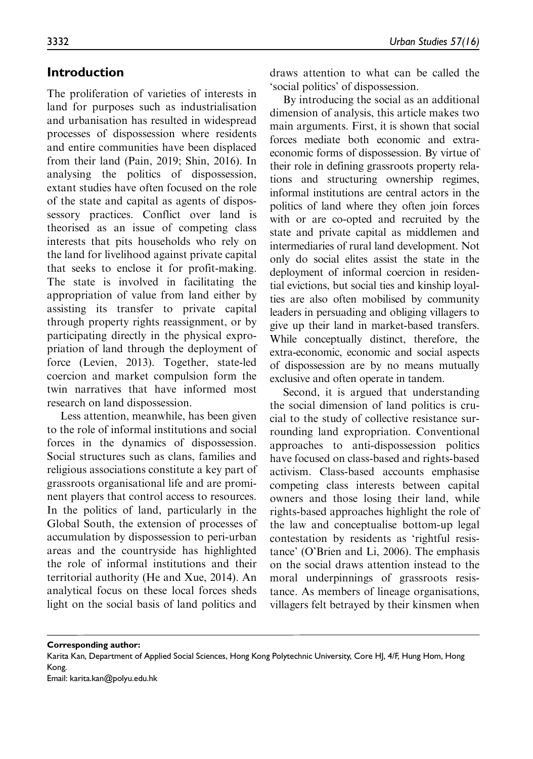## Introduction

The proliferation of varieties of interests in land for purposes such as industrialisation and urbanisation has resulted in widespread processes of dispossession where residents and entire communities have been displaced from their land (Pain, 2019; Shin, 2016). In analysing the politics of dispossession, extant studies have often focused on the role of the state and capital as agents of dispossessory practices. Conflict over land is theorised as an issue of competing class interests that pits households who rely on the land for livelihood against private capital that seeks to enclose it for profit-making. The state is involved in facilitating the appropriation of value from land either by assisting its transfer to private capital through property rights reassignment, or by participating directly in the physical expropriation of land through the deployment of force (Levien, 2013). Together, state-led coercion and market compulsion form the twin narratives that have informed most research on land dispossession.

Less attention, meanwhile, has been given to the role of informal institutions and social forces in the dynamics of dispossession. Social structures such as clans, families and religious associations constitute a key part of grassroots organisational life and are prominent players that control access to resources. In the politics of land, particularly in the Global South, the extension of processes of accumulation by dispossession to peri-urban areas and the countryside has highlighted the role of informal institutions and their territorial authority (He and Xue, 2014). An analytical focus on these local forces sheds light on the social basis of land politics and draws attention to what can be called the 'social politics' of dispossession.

By introducing the social as an additional dimension of analysis, this article makes two main arguments. First, it is shown that social forces mediate both economic and extra-economic forms of dispossession. By virtue of their role in defining grassroots property relations and structuring ownership regimes, informal institutions are central actors in the politics of land where they often join forces with or are co-opted and recruited by the state and private capital as middlemen and intermediaries of rural land development. Not only do social elites assist the state in the deployment of informal coercion in residential evictions, but social ties and kinship loyalties are also often mobilised by community leaders in persuading and obliging villagers to give up their land in market-based transfers. While conceptually distinct, therefore, the extra-economic, economic and social aspects of dispossession are by no means mutually exclusive and often operate in tandem.

Second, it is argued that understanding the social dimension of land politics is crucial to the study of collective resistance surrounding land expropriation. Conventional approaches to anti-dispossession politics have focused on class-based and rights-based activism. Class-based accounts emphasise competing class interests between capital owners and those losing their land, while rights-based approaches highlight the role of the law and conceptualise bottom-up legal contestation by residents as 'rightful resistance' (O'Brien and Li, 2006). The emphasis on the social draws attention instead to the moral underpinnings of grassroots resistance. As members of lineage organisations, villagers felt betrayed by their kinsmen when

**Corresponding author:**
Karita Kan, Department of Applied Social Sciences, Hong Kong Polytechnic University, Core HJ, 4/F, Hung Hom, Hong Kong.
Email: karita.kan@polyu.edu.hk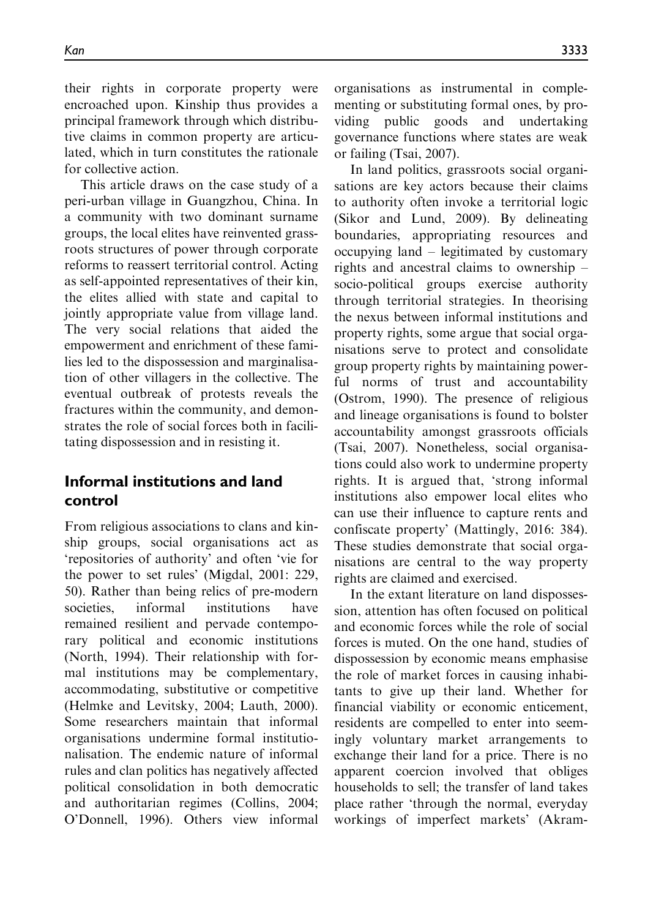their rights in corporate property were encroached upon. Kinship thus provides a principal framework through which distributive claims in common property are articulated, which in turn constitutes the rationale for collective action.

This article draws on the case study of a peri-urban village in Guangzhou, China. In a community with two dominant surname groups, the local elites have reinvented grassroots structures of power through corporate reforms to reassert territorial control. Acting as self-appointed representatives of their kin, the elites allied with state and capital to jointly appropriate value from village land. The very social relations that aided the empowerment and enrichment of these families led to the dispossession and marginalisation of other villagers in the collective. The eventual outbreak of protests reveals the fractures within the community, and demonstrates the role of social forces both in facilitating dispossession and in resisting it.

## Informal institutions and land control

From religious associations to clans and kinship groups, social organisations act as 'repositories of authority' and often 'vie for the power to set rules' (Migdal, 2001: 229, 50). Rather than being relics of pre-modern societies, informal institutions have remained resilient and pervade contemporary political and economic institutions (North, 1994). Their relationship with formal institutions may be complementary, accommodating, substitutive or competitive (Helmke and Levitsky, 2004; Lauth, 2000). Some researchers maintain that informal organisations undermine formal institutionalisation. The endemic nature of informal rules and clan politics has negatively affected political consolidation in both democratic and authoritarian regimes (Collins, 2004; O'Donnell, 1996). Others view informal organisations as instrumental in complementing or substituting formal ones, by providing public goods and undertaking governance functions where states are weak or failing (Tsai, 2007).

In land politics, grassroots social organisations are key actors because their claims to authority often invoke a territorial logic (Sikor and Lund, 2009). By delineating boundaries, appropriating resources and occupying land – legitimated by customary rights and ancestral claims to ownership – socio-political groups exercise authority through territorial strategies. In theorising the nexus between informal institutions and property rights, some argue that social organisations serve to protect and consolidate group property rights by maintaining powerful norms of trust and accountability (Ostrom, 1990). The presence of religious and lineage organisations is found to bolster accountability amongst grassroots officials (Tsai, 2007). Nonetheless, social organisations could also work to undermine property rights. It is argued that, 'strong informal institutions also empower local elites who can use their influence to capture rents and confiscate property' (Mattingly, 2016: 384). These studies demonstrate that social organisations are central to the way property rights are claimed and exercised.

In the extant literature on land dispossession, attention has often focused on political and economic forces while the role of social forces is muted. On the one hand, studies of dispossession by economic means emphasise the role of market forces in causing inhabitants to give up their land. Whether for financial viability or economic enticement, residents are compelled to enter into seemingly voluntary market arrangements to exchange their land for a price. There is no apparent coercion involved that obliges households to sell; the transfer of land takes place rather 'through the normal, everyday workings of imperfect markets' (Akram-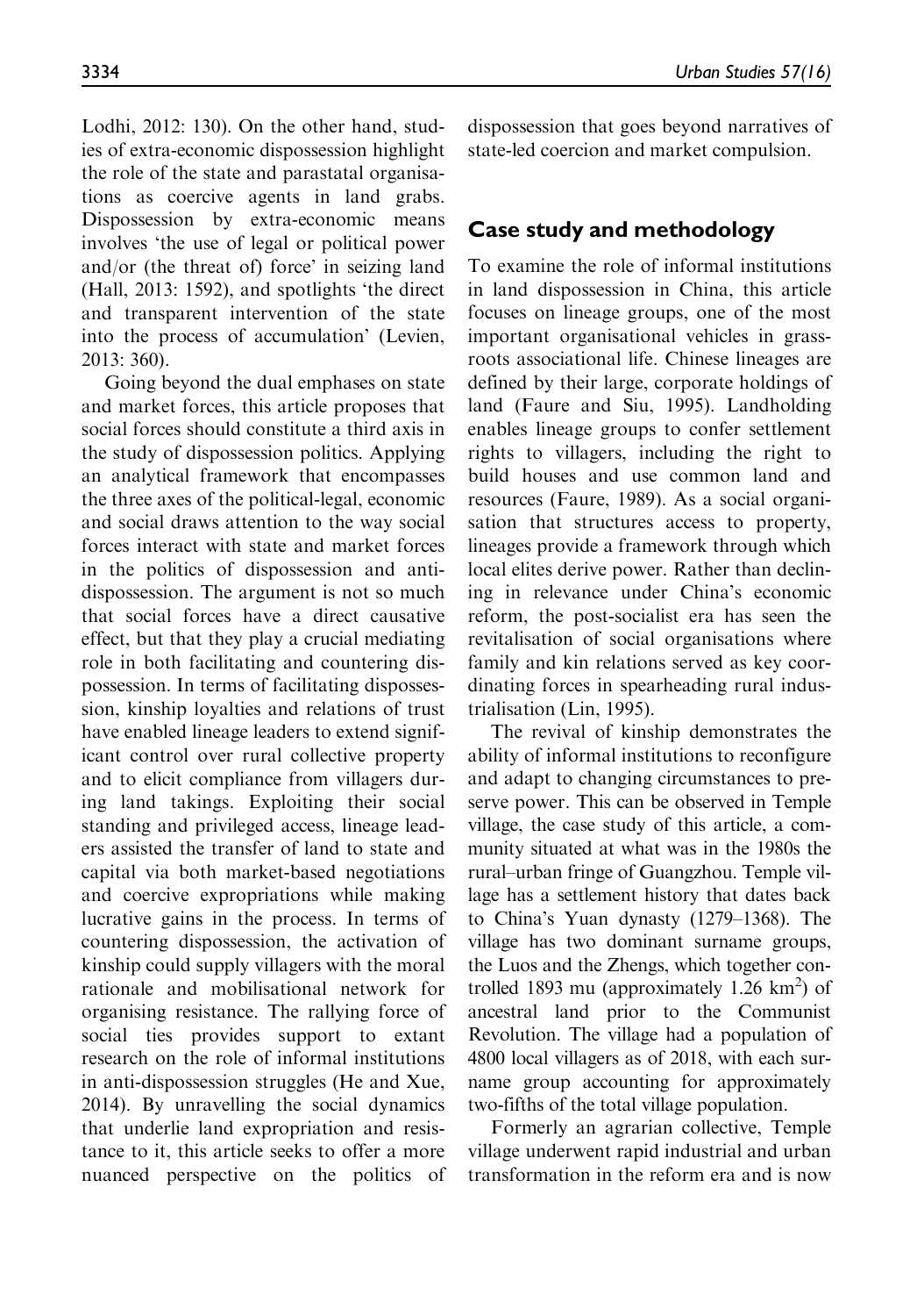Lodhi, 2012: 130). On the other hand, studies of extra-economic dispossession highlight the role of the state and parastatal organisations as coercive agents in land grabs. Dispossession by extra-economic means involves 'the use of legal or political power and/or (the threat of) force' in seizing land (Hall, 2013: 1592), and spotlights 'the direct and transparent intervention of the state into the process of accumulation' (Levien, 2013: 360).

Going beyond the dual emphases on state and market forces, this article proposes that social forces should constitute a third axis in the study of dispossession politics. Applying an analytical framework that encompasses the three axes of the political-legal, economic and social draws attention to the way social forces interact with state and market forces in the politics of dispossession and anti-dispossession. The argument is not so much that social forces have a direct causative effect, but that they play a crucial mediating role in both facilitating and countering dispossession. In terms of facilitating dispossession, kinship loyalties and relations of trust have enabled lineage leaders to extend significant control over rural collective property and to elicit compliance from villagers during land takings. Exploiting their social standing and privileged access, lineage leaders assisted the transfer of land to state and capital via both market-based negotiations and coercive expropriations while making lucrative gains in the process. In terms of countering dispossession, the activation of kinship could supply villagers with the moral rationale and mobilisational network for organising resistance. The rallying force of social ties provides support to extant research on the role of informal institutions in anti-dispossession struggles (He and Xue, 2014). By unravelling the social dynamics that underlie land expropriation and resistance to it, this article seeks to offer a more nuanced perspective on the politics of dispossession that goes beyond narratives of state-led coercion and market compulsion.

## Case study and methodology

To examine the role of informal institutions in land dispossession in China, this article focuses on lineage groups, one of the most important organisational vehicles in grassroots associational life. Chinese lineages are defined by their large, corporate holdings of land (Faure and Siu, 1995). Landholding enables lineage groups to confer settlement rights to villagers, including the right to build houses and use common land and resources (Faure, 1989). As a social organisation that structures access to property, lineages provide a framework through which local elites derive power. Rather than declining in relevance under China's economic reform, the post-socialist era has seen the revitalisation of social organisations where family and kin relations served as key coordinating forces in spearheading rural industrialisation (Lin, 1995).

The revival of kinship demonstrates the ability of informal institutions to reconfigure and adapt to changing circumstances to preserve power. This can be observed in Temple village, the case study of this article, a community situated at what was in the 1980s the rural–urban fringe of Guangzhou. Temple village has a settlement history that dates back to China's Yuan dynasty (1279–1368). The village has two dominant surname groups, the Luos and the Zhengs, which together controlled 1893 mu (approximately 1.26 $km^2$) of ancestral land prior to the Communist Revolution. The village had a population of 4800 local villagers as of 2018, with each surname group accounting for approximately two-fifths of the total village population.

Formerly an agrarian collective, Temple village underwent rapid industrial and urban transformation in the reform era and is now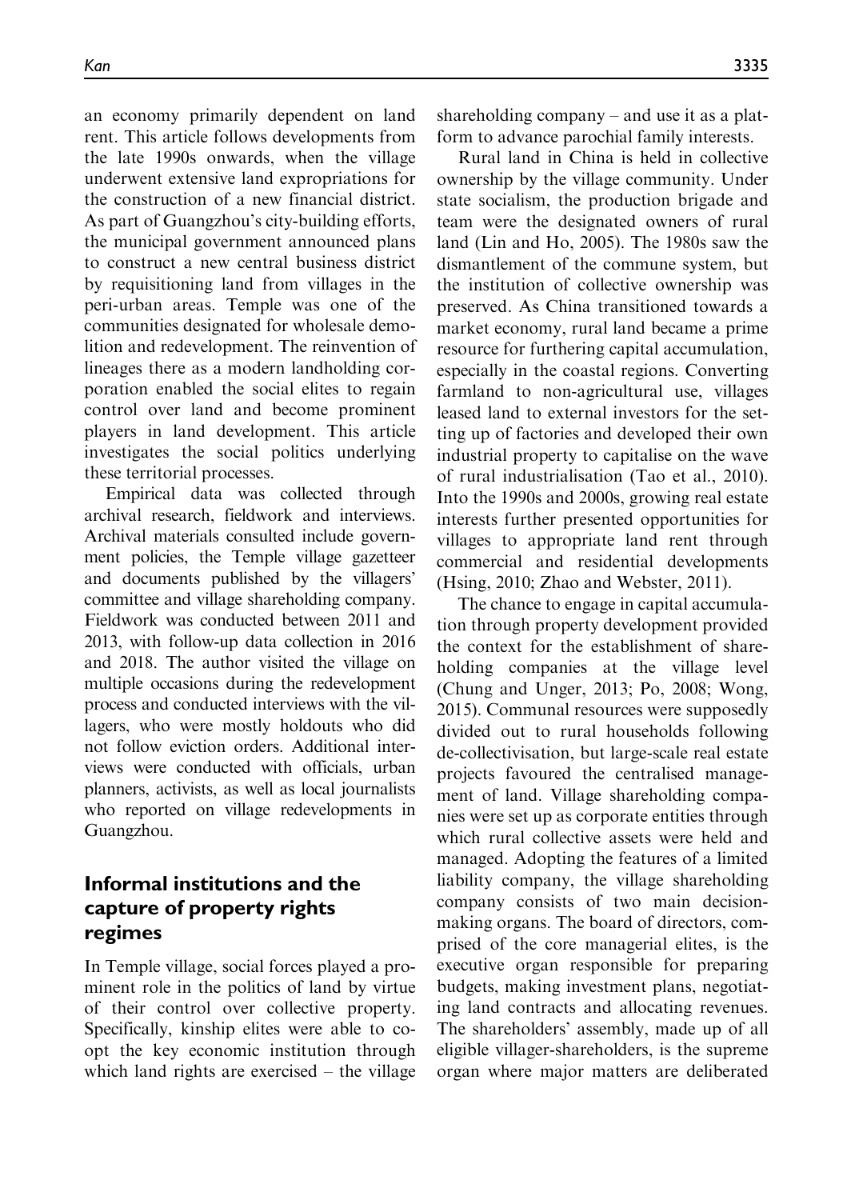an economy primarily dependent on land rent. This article follows developments from the late 1990s onwards, when the village underwent extensive land expropriations for the construction of a new financial district. As part of Guangzhou's city-building efforts, the municipal government announced plans to construct a new central business district by requisitioning land from villages in the peri-urban areas. Temple was one of the communities designated for wholesale demolition and redevelopment. The reinvention of lineages there as a modern landholding corporation enabled the social elites to regain control over land and become prominent players in land development. This article investigates the social politics underlying these territorial processes.

Empirical data was collected through archival research, fieldwork and interviews. Archival materials consulted include government policies, the Temple village gazetteer and documents published by the villagers' committee and village shareholding company. Fieldwork was conducted between 2011 and 2013, with follow-up data collection in 2016 and 2018. The author visited the village on multiple occasions during the redevelopment process and conducted interviews with the villagers, who were mostly holdouts who did not follow eviction orders. Additional interviews were conducted with officials, urban planners, activists, as well as local journalists who reported on village redevelopments in Guangzhou.

## Informal institutions and the capture of property rights regimes

In Temple village, social forces played a prominent role in the politics of land by virtue of their control over collective property. Specifically, kinship elites were able to co-opt the key economic institution through which land rights are exercised – the village shareholding company – and use it as a platform to advance parochial family interests.

Rural land in China is held in collective ownership by the village community. Under state socialism, the production brigade and team were the designated owners of rural land (Lin and Ho, 2005). The 1980s saw the dismantlement of the commune system, but the institution of collective ownership was preserved. As China transitioned towards a market economy, rural land became a prime resource for furthering capital accumulation, especially in the coastal regions. Converting farmland to non-agricultural use, villages leased land to external investors for the setting up of factories and developed their own industrial property to capitalise on the wave of rural industrialisation (Tao et al., 2010). Into the 1990s and 2000s, growing real estate interests further presented opportunities for villages to appropriate land rent through commercial and residential developments (Hsing, 2010; Zhao and Webster, 2011).

The chance to engage in capital accumulation through property development provided the context for the establishment of shareholding companies at the village level (Chung and Unger, 2013; Po, 2008; Wong, 2015). Communal resources were supposedly divided out to rural households following de-collectivisation, but large-scale real estate projects favoured the centralised management of land. Village shareholding companies were set up as corporate entities through which rural collective assets were held and managed. Adopting the features of a limited liability company, the village shareholding company consists of two main decision-making organs. The board of directors, comprised of the core managerial elites, is the executive organ responsible for preparing budgets, making investment plans, negotiating land contracts and allocating revenues. The shareholders' assembly, made up of all eligible villager-shareholders, is the supreme organ where major matters are deliberated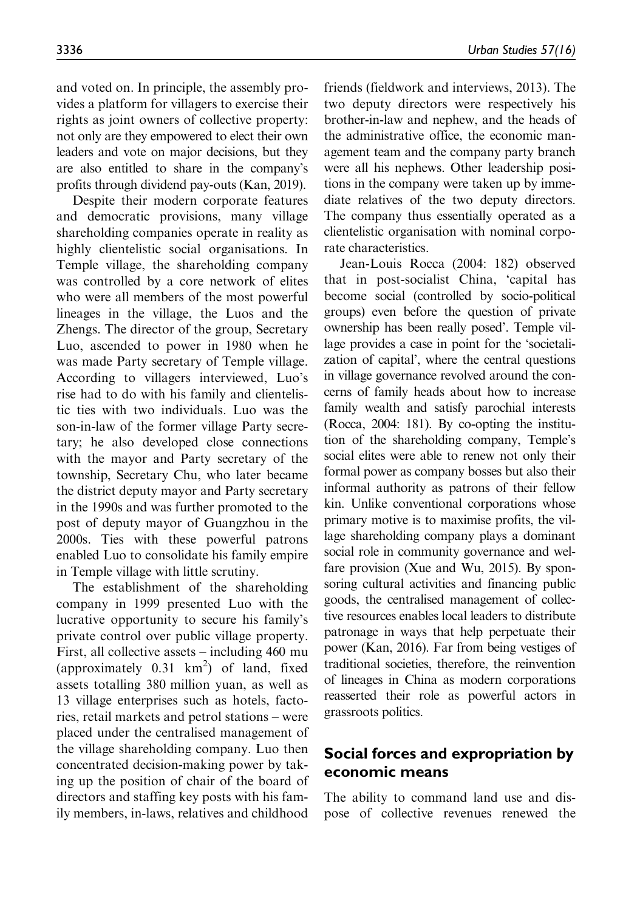and voted on. In principle, the assembly provides a platform for villagers to exercise their rights as joint owners of collective property: not only are they empowered to elect their own leaders and vote on major decisions, but they are also entitled to share in the company's profits through dividend pay-outs (Kan, 2019).

Despite their modern corporate features and democratic provisions, many village shareholding companies operate in reality as highly clientelistic social organisations. In Temple village, the shareholding company was controlled by a core network of elites who were all members of the most powerful lineages in the village, the Luos and the Zhengs. The director of the group, Secretary Luo, ascended to power in 1980 when he was made Party secretary of Temple village. According to villagers interviewed, Luo's rise had to do with his family and clientelistic ties with two individuals. Luo was the son-in-law of the former village Party secretary; he also developed close connections with the mayor and Party secretary of the township, Secretary Chu, who later became the district deputy mayor and Party secretary in the 1990s and was further promoted to the post of deputy mayor of Guangzhou in the 2000s. Ties with these powerful patrons enabled Luo to consolidate his family empire in Temple village with little scrutiny.

The establishment of the shareholding company in 1999 presented Luo with the lucrative opportunity to secure his family's private control over public village property. First, all collective assets – including 460 mu (approximately 0.31 $km^2$) of land, fixed assets totalling 380 million yuan, as well as 13 village enterprises such as hotels, factories, retail markets and petrol stations – were placed under the centralised management of the village shareholding company. Luo then concentrated decision-making power by taking up the position of chair of the board of directors and staffing key posts with his family members, in-laws, relatives and childhood friends (fieldwork and interviews, 2013). The two deputy directors were respectively his brother-in-law and nephew, and the heads of the administrative office, the economic management team and the company party branch were all his nephews. Other leadership positions in the company were taken up by immediate relatives of the two deputy directors. The company thus essentially operated as a clientelistic organisation with nominal corporate characteristics.

Jean-Louis Rocca (2004: 182) observed that in post-socialist China, 'capital has become social (controlled by socio-political groups) even before the question of private ownership has been really posed'. Temple village provides a case in point for the 'societalization of capital', where the central questions in village governance revolved around the concerns of family heads about how to increase family wealth and satisfy parochial interests (Rocca, 2004: 181). By co-opting the institution of the shareholding company, Temple's social elites were able to renew not only their formal power as company bosses but also their informal authority as patrons of their fellow kin. Unlike conventional corporations whose primary motive is to maximise profits, the village shareholding company plays a dominant social role in community governance and welfare provision (Xue and Wu, 2015). By sponsoring cultural activities and financing public goods, the centralised management of collective resources enables local leaders to distribute patronage in ways that help perpetuate their power (Kan, 2016). Far from being vestiges of traditional societies, therefore, the reinvention of lineages in China as modern corporations reasserted their role as powerful actors in grassroots politics.

## Social forces and expropriation by economic means

The ability to command land use and dispose of collective revenues renewed the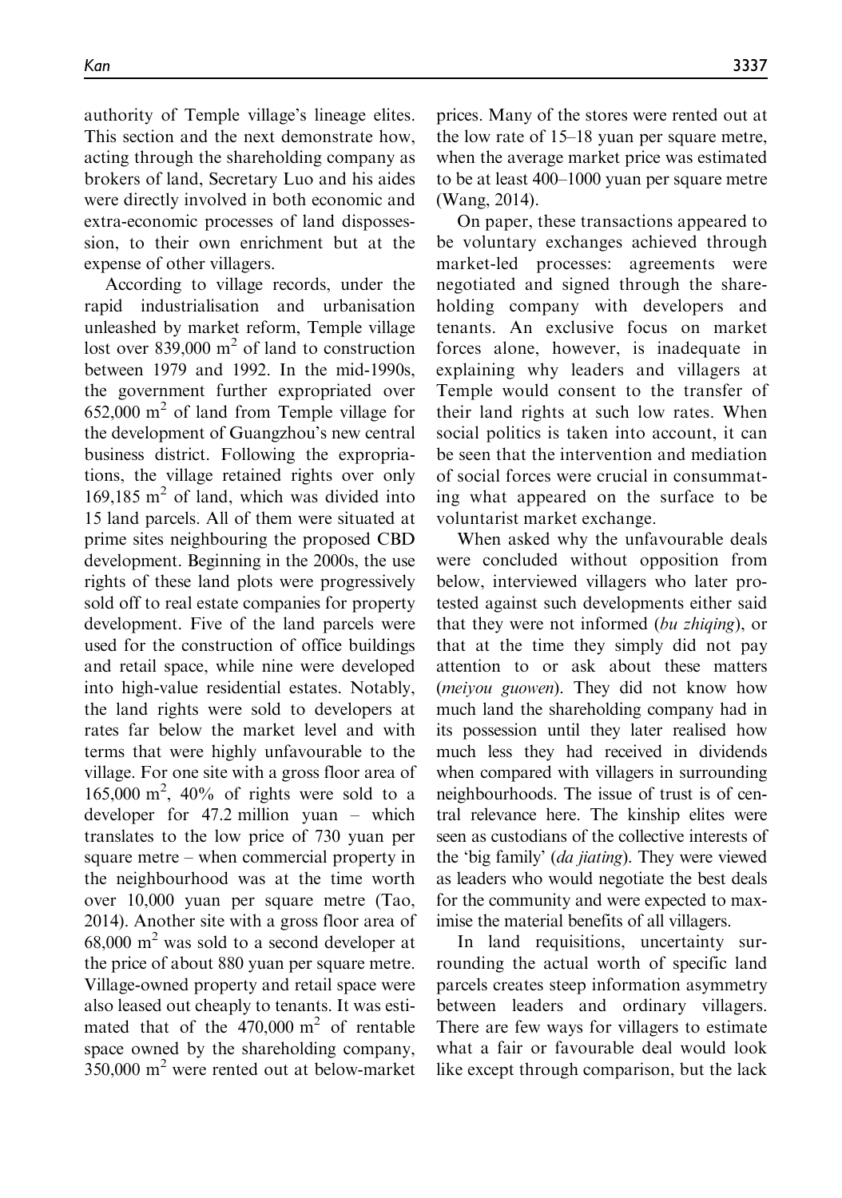authority of Temple village's lineage elites. This section and the next demonstrate how, acting through the shareholding company as brokers of land, Secretary Luo and his aides were directly involved in both economic and extra-economic processes of land dispossession, to their own enrichment but at the expense of other villagers.

According to village records, under the rapid industrialisation and urbanisation unleashed by market reform, Temple village lost over 839,000 $m^2$ of land to construction between 1979 and 1992. In the mid-1990s, the government further expropriated over 652,000 $m^2$ of land from Temple village for the development of Guangzhou's new central business district. Following the expropriations, the village retained rights over only 169,185 $m^2$ of land, which was divided into 15 land parcels. All of them were situated at prime sites neighbouring the proposed CBD development. Beginning in the 2000s, the use rights of these land plots were progressively sold off to real estate companies for property development. Five of the land parcels were used for the construction of office buildings and retail space, while nine were developed into high-value residential estates. Notably, the land rights were sold to developers at rates far below the market level and with terms that were highly unfavourable to the village. For one site with a gross floor area of 165,000 $m^2$, 40% of rights were sold to a developer for 47.2 million yuan – which translates to the low price of 730 yuan per square metre – when commercial property in the neighbourhood was at the time worth over 10,000 yuan per square metre (Tao, 2014). Another site with a gross floor area of 68,000 $m^2$ was sold to a second developer at the price of about 880 yuan per square metre. Village-owned property and retail space were also leased out cheaply to tenants. It was estimated that of the 470,000 $m^2$ of rentable space owned by the shareholding company, 350,000 $m^2$ were rented out at below-market prices. Many of the stores were rented out at the low rate of 15–18 yuan per square metre, when the average market price was estimated to be at least 400–1000 yuan per square metre (Wang, 2014).

On paper, these transactions appeared to be voluntary exchanges achieved through market-led processes: agreements were negotiated and signed through the shareholding company with developers and tenants. An exclusive focus on market forces alone, however, is inadequate in explaining why leaders and villagers at Temple would consent to the transfer of their land rights at such low rates. When social politics is taken into account, it can be seen that the intervention and mediation of social forces were crucial in consummating what appeared on the surface to be voluntarist market exchange.

When asked why the unfavourable deals were concluded without opposition from below, interviewed villagers who later protested against such developments either said that they were not informed (*bu zhiqing*), or that at the time they simply did not pay attention to or ask about these matters (*meiyou guowen*). They did not know how much land the shareholding company had in its possession until they later realised how much less they had received in dividends when compared with villagers in surrounding neighbourhoods. The issue of trust is of central relevance here. The kinship elites were seen as custodians of the collective interests of the 'big family' (*da jiating*). They were viewed as leaders who would negotiate the best deals for the community and were expected to maximise the material benefits of all villagers.

In land requisitions, uncertainty surrounding the actual worth of specific land parcels creates steep information asymmetry between leaders and ordinary villagers. There are few ways for villagers to estimate what a fair or favourable deal would look like except through comparison, but the lack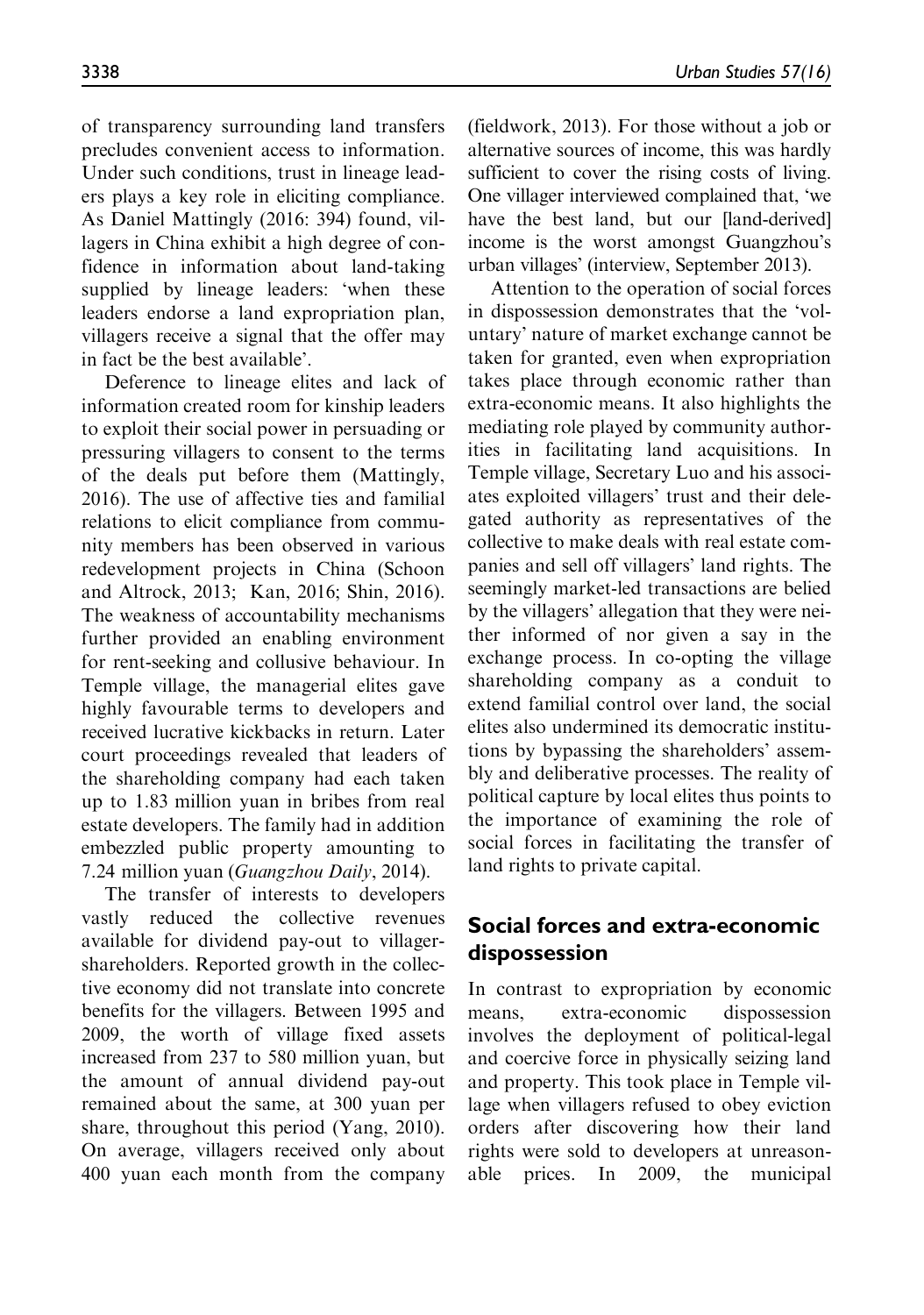of transparency surrounding land transfers precludes convenient access to information. Under such conditions, trust in lineage leaders plays a key role in eliciting compliance. As Daniel Mattingly (2016: 394) found, villagers in China exhibit a high degree of confidence in information about land-taking supplied by lineage leaders: 'when these leaders endorse a land expropriation plan, villagers receive a signal that the offer may in fact be the best available'.

Deference to lineage elites and lack of information created room for kinship leaders to exploit their social power in persuading or pressuring villagers to consent to the terms of the deals put before them (Mattingly, 2016). The use of affective ties and familial relations to elicit compliance from community members has been observed in various redevelopment projects in China (Schoon and Altrock, 2013; Kan, 2016; Shin, 2016). The weakness of accountability mechanisms further provided an enabling environment for rent-seeking and collusive behaviour. In Temple village, the managerial elites gave highly favourable terms to developers and received lucrative kickbacks in return. Later court proceedings revealed that leaders of the shareholding company had each taken up to 1.83 million yuan in bribes from real estate developers. The family had in addition embezzled public property amounting to 7.24 million yuan (*Guangzhou Daily*, 2014).

The transfer of interests to developers vastly reduced the collective revenues available for dividend pay-out to villager-shareholders. Reported growth in the collective economy did not translate into concrete benefits for the villagers. Between 1995 and 2009, the worth of village fixed assets increased from 237 to 580 million yuan, but the amount of annual dividend pay-out remained about the same, at 300 yuan per share, throughout this period (Yang, 2010). On average, villagers received only about 400 yuan each month from the company (fieldwork, 2013). For those without a job or alternative sources of income, this was hardly sufficient to cover the rising costs of living. One villager interviewed complained that, 'we have the best land, but our [land-derived] income is the worst amongst Guangzhou's urban villages' (interview, September 2013).

Attention to the operation of social forces in dispossession demonstrates that the 'voluntary' nature of market exchange cannot be taken for granted, even when expropriation takes place through economic rather than extra-economic means. It also highlights the mediating role played by community authorities in facilitating land acquisitions. In Temple village, Secretary Luo and his associates exploited villagers' trust and their delegated authority as representatives of the collective to make deals with real estate companies and sell off villagers' land rights. The seemingly market-led transactions are belied by the villagers' allegation that they were neither informed of nor given a say in the exchange process. In co-opting the village shareholding company as a conduit to extend familial control over land, the social elites also undermined its democratic institutions by bypassing the shareholders' assembly and deliberative processes. The reality of political capture by local elites thus points to the importance of examining the role of social forces in facilitating the transfer of land rights to private capital.

## Social forces and extra-economic dispossession

In contrast to expropriation by economic means, extra-economic dispossession involves the deployment of political-legal and coercive force in physically seizing land and property. This took place in Temple village when villagers refused to obey eviction orders after discovering how their land rights were sold to developers at unreasonable prices. In 2009, the municipal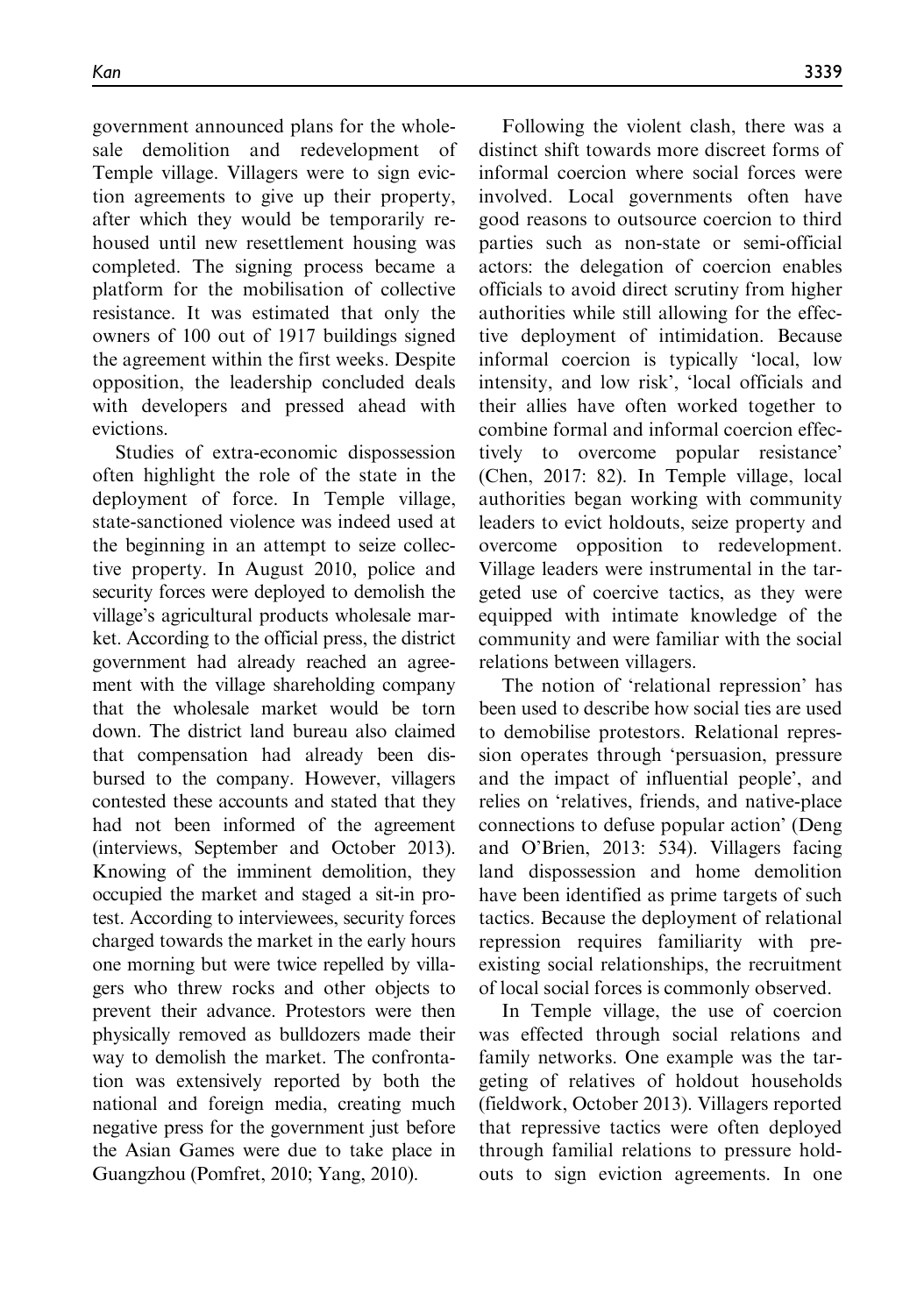government announced plans for the wholesale demolition and redevelopment of Temple village. Villagers were to sign eviction agreements to give up their property, after which they would be temporarily rehoused until new resettlement housing was completed. The signing process became a platform for the mobilisation of collective resistance. It was estimated that only the owners of 100 out of 1917 buildings signed the agreement within the first weeks. Despite opposition, the leadership concluded deals with developers and pressed ahead with evictions.

Studies of extra-economic dispossession often highlight the role of the state in the deployment of force. In Temple village, state-sanctioned violence was indeed used at the beginning in an attempt to seize collective property. In August 2010, police and security forces were deployed to demolish the village's agricultural products wholesale market. According to the official press, the district government had already reached an agreement with the village shareholding company that the wholesale market would be torn down. The district land bureau also claimed that compensation had already been disbursed to the company. However, villagers contested these accounts and stated that they had not been informed of the agreement (interviews, September and October 2013). Knowing of the imminent demolition, they occupied the market and staged a sit-in protest. According to interviewees, security forces charged towards the market in the early hours one morning but were twice repelled by villagers who threw rocks and other objects to prevent their advance. Protestors were then physically removed as bulldozers made their way to demolish the market. The confrontation was extensively reported by both the national and foreign media, creating much negative press for the government just before the Asian Games were due to take place in Guangzhou (Pomfret, 2010; Yang, 2010).

Following the violent clash, there was a distinct shift towards more discreet forms of informal coercion where social forces were involved. Local governments often have good reasons to outsource coercion to third parties such as non-state or semi-official actors: the delegation of coercion enables officials to avoid direct scrutiny from higher authorities while still allowing for the effective deployment of intimidation. Because informal coercion is typically 'local, low intensity, and low risk', 'local officials and their allies have often worked together to combine formal and informal coercion effectively to overcome popular resistance' (Chen, 2017: 82). In Temple village, local authorities began working with community leaders to evict holdouts, seize property and overcome opposition to redevelopment. Village leaders were instrumental in the targeted use of coercive tactics, as they were equipped with intimate knowledge of the community and were familiar with the social relations between villagers.

The notion of 'relational repression' has been used to describe how social ties are used to demobilise protestors. Relational repression operates through 'persuasion, pressure and the impact of influential people', and relies on 'relatives, friends, and native-place connections to defuse popular action' (Deng and O'Brien, 2013: 534). Villagers facing land dispossession and home demolition have been identified as prime targets of such tactics. Because the deployment of relational repression requires familiarity with pre-existing social relationships, the recruitment of local social forces is commonly observed.

In Temple village, the use of coercion was effected through social relations and family networks. One example was the targeting of relatives of holdout households (fieldwork, October 2013). Villagers reported that repressive tactics were often deployed through familial relations to pressure holdouts to sign eviction agreements. In one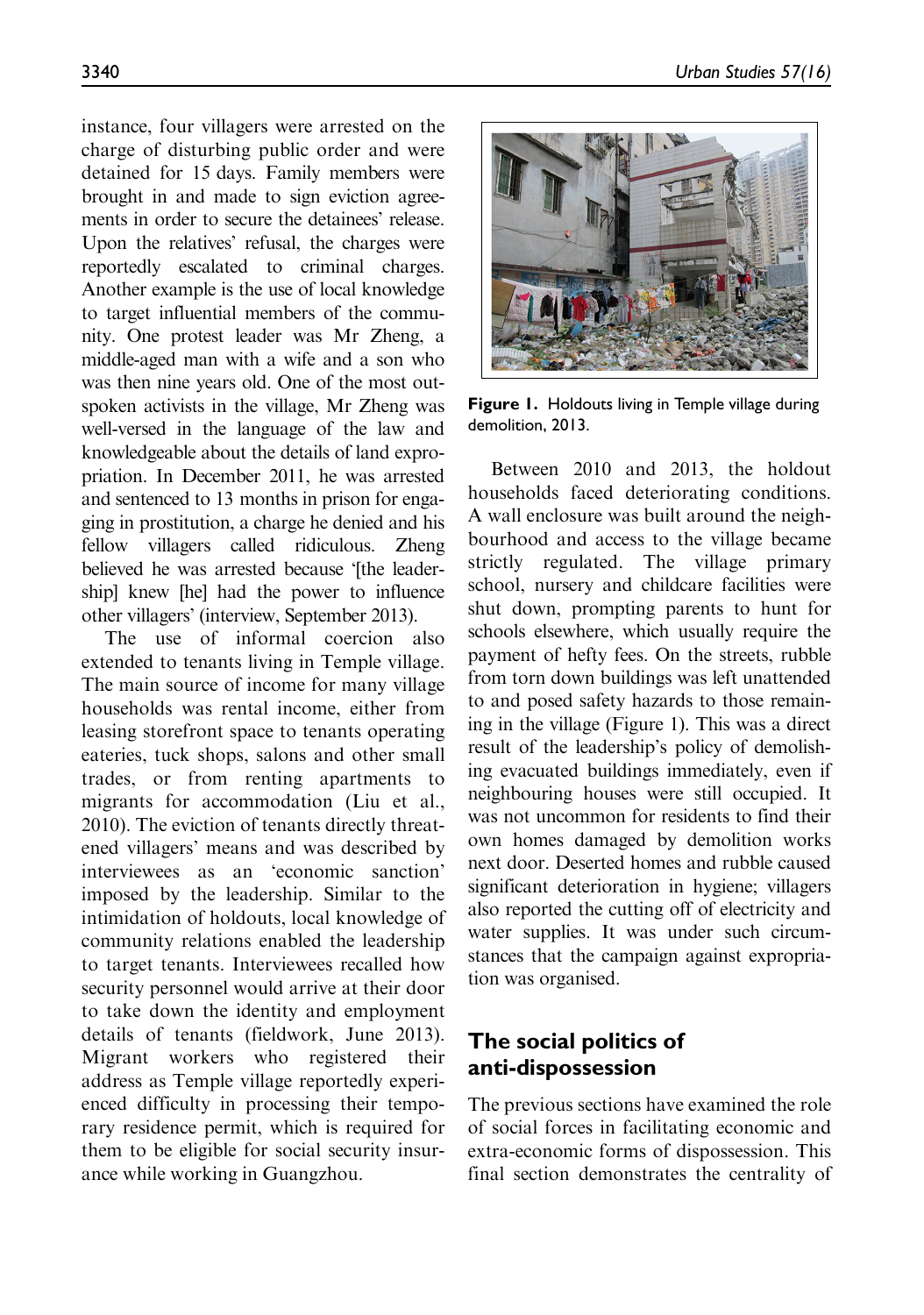instance, four villagers were arrested on the charge of disturbing public order and were detained for 15 days. Family members were brought in and made to sign eviction agreements in order to secure the detainees' release. Upon the relatives' refusal, the charges were reportedly escalated to criminal charges. Another example is the use of local knowledge to target influential members of the community. One protest leader was Mr Zheng, a middle-aged man with a wife and a son who was then nine years old. One of the most outspoken activists in the village, Mr Zheng was well-versed in the language of the law and knowledgeable about the details of land expropriation. In December 2011, he was arrested and sentenced to 13 months in prison for engaging in prostitution, a charge he denied and his fellow villagers called ridiculous. Zheng believed he was arrested because '[the leadership] knew [he] had the power to influence other villagers' (interview, September 2013).

The use of informal coercion also extended to tenants living in Temple village. The main source of income for many village households was rental income, either from leasing storefront space to tenants operating eateries, tuck shops, salons and other small trades, or from renting apartments to migrants for accommodation (Liu et al., 2010). The eviction of tenants directly threatened villagers' means and was described by interviewees as an 'economic sanction' imposed by the leadership. Similar to the intimidation of holdouts, local knowledge of community relations enabled the leadership to target tenants. Interviewees recalled how security personnel would arrive at their door to take down the identity and employment details of tenants (fieldwork, June 2013). Migrant workers who registered their address as Temple village reportedly experienced difficulty in processing their temporary residence permit, which is required for them to be eligible for social security insurance while working in Guangzhou.

**Figure 1.** Holdouts living in Temple village during demolition, 2013.

Between 2010 and 2013, the holdout households faced deteriorating conditions. A wall enclosure was built around the neighbourhood and access to the village became strictly regulated. The village primary school, nursery and childcare facilities were shut down, prompting parents to hunt for schools elsewhere, which usually require the payment of hefty fees. On the streets, rubble from torn down buildings was left unattended to and posed safety hazards to those remaining in the village (Figure 1). This was a direct result of the leadership's policy of demolishing evacuated buildings immediately, even if neighbouring houses were still occupied. It was not uncommon for residents to find their own homes damaged by demolition works next door. Deserted homes and rubble caused significant deterioration in hygiene; villagers also reported the cutting off of electricity and water supplies. It was under such circumstances that the campaign against expropriation was organised.

## The social politics of anti-dispossession

The previous sections have examined the role of social forces in facilitating economic and extra-economic forms of dispossession. This final section demonstrates the centrality of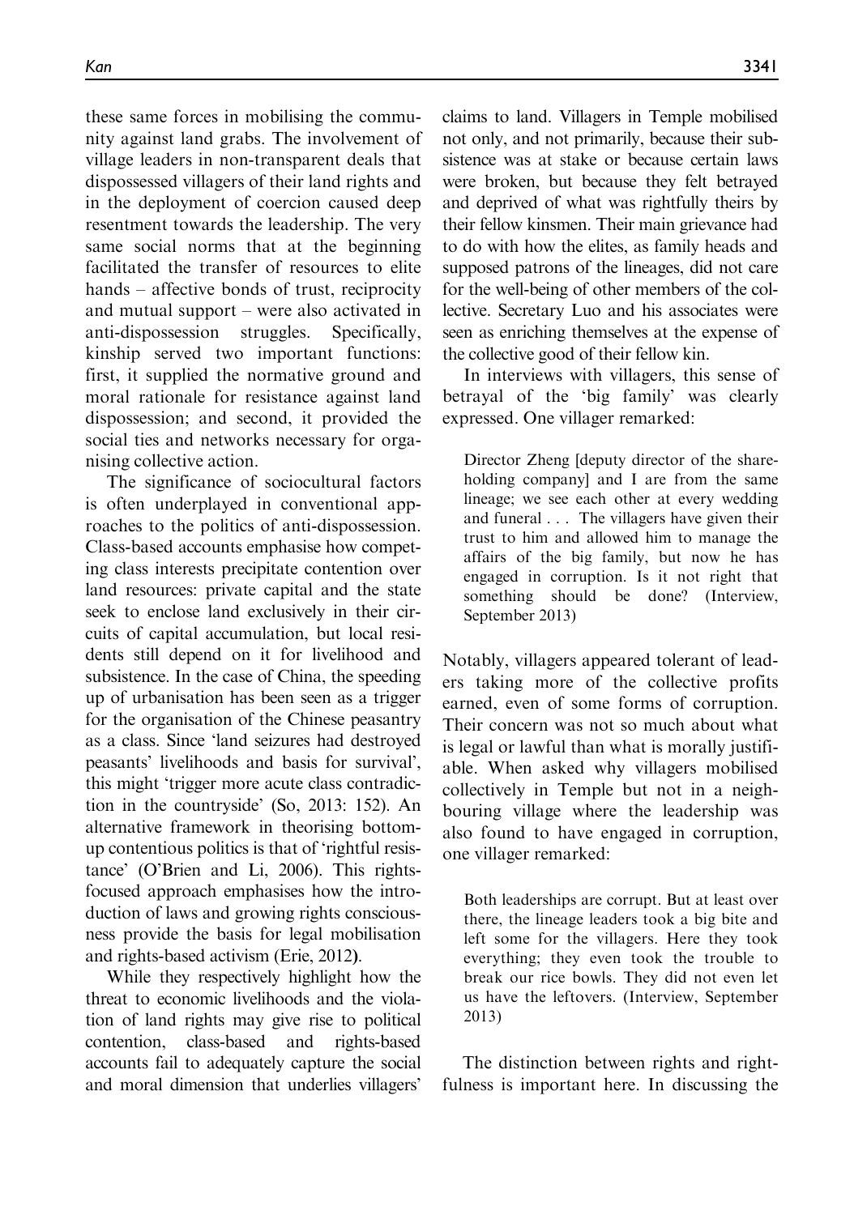these same forces in mobilising the community against land grabs. The involvement of village leaders in non-transparent deals that dispossessed villagers of their land rights and in the deployment of coercion caused deep resentment towards the leadership. The very same social norms that at the beginning facilitated the transfer of resources to elite hands – affective bonds of trust, reciprocity and mutual support – were also activated in anti-dispossession struggles. Specifically, kinship served two important functions: first, it supplied the normative ground and moral rationale for resistance against land dispossession; and second, it provided the social ties and networks necessary for organising collective action.

The significance of sociocultural factors is often underplayed in conventional approaches to the politics of anti-dispossession. Class-based accounts emphasise how competing class interests precipitate contention over land resources: private capital and the state seek to enclose land exclusively in their circuits of capital accumulation, but local residents still depend on it for livelihood and subsistence. In the case of China, the speeding up of urbanisation has been seen as a trigger for the organisation of the Chinese peasantry as a class. Since 'land seizures had destroyed peasants' livelihoods and basis for survival', this might 'trigger more acute class contradiction in the countryside' (So, 2013: 152). An alternative framework in theorising bottom-up contentious politics is that of 'rightful resistance' (O'Brien and Li, 2006). This rights-focused approach emphasises how the introduction of laws and growing rights consciousness provide the basis for legal mobilisation and rights-based activism (Erie, 2012).

While they respectively highlight how the threat to economic livelihoods and the violation of land rights may give rise to political contention, class-based and rights-based accounts fail to adequately capture the social and moral dimension that underlies villagers' claims to land. Villagers in Temple mobilised not only, and not primarily, because their subsistence was at stake or because certain laws were broken, but because they felt betrayed and deprived of what was rightfully theirs by their fellow kinsmen. Their main grievance had to do with how the elites, as family heads and supposed patrons of the lineages, did not care for the well-being of other members of the collective. Secretary Luo and his associates were seen as enriching themselves at the expense of the collective good of their fellow kin.

In interviews with villagers, this sense of betrayal of the 'big family' was clearly expressed. One villager remarked:

> Director Zheng [deputy director of the shareholding company] and I are from the same lineage; we see each other at every wedding and funeral . . . The villagers have given their trust to him and allowed him to manage the affairs of the big family, but now he has engaged in corruption. Is it not right that something should be done? (Interview, September 2013)

Notably, villagers appeared tolerant of leaders taking more of the collective profits earned, even of some forms of corruption. Their concern was not so much about what is legal or lawful than what is morally justifiable. When asked why villagers mobilised collectively in Temple but not in a neighbouring village where the leadership was also found to have engaged in corruption, one villager remarked:

> Both leaderships are corrupt. But at least over there, the lineage leaders took a big bite and left some for the villagers. Here they took everything; they even took the trouble to break our rice bowls. They did not even let us have the leftovers. (Interview, September 2013)

The distinction between rights and rightfulness is important here. In discussing the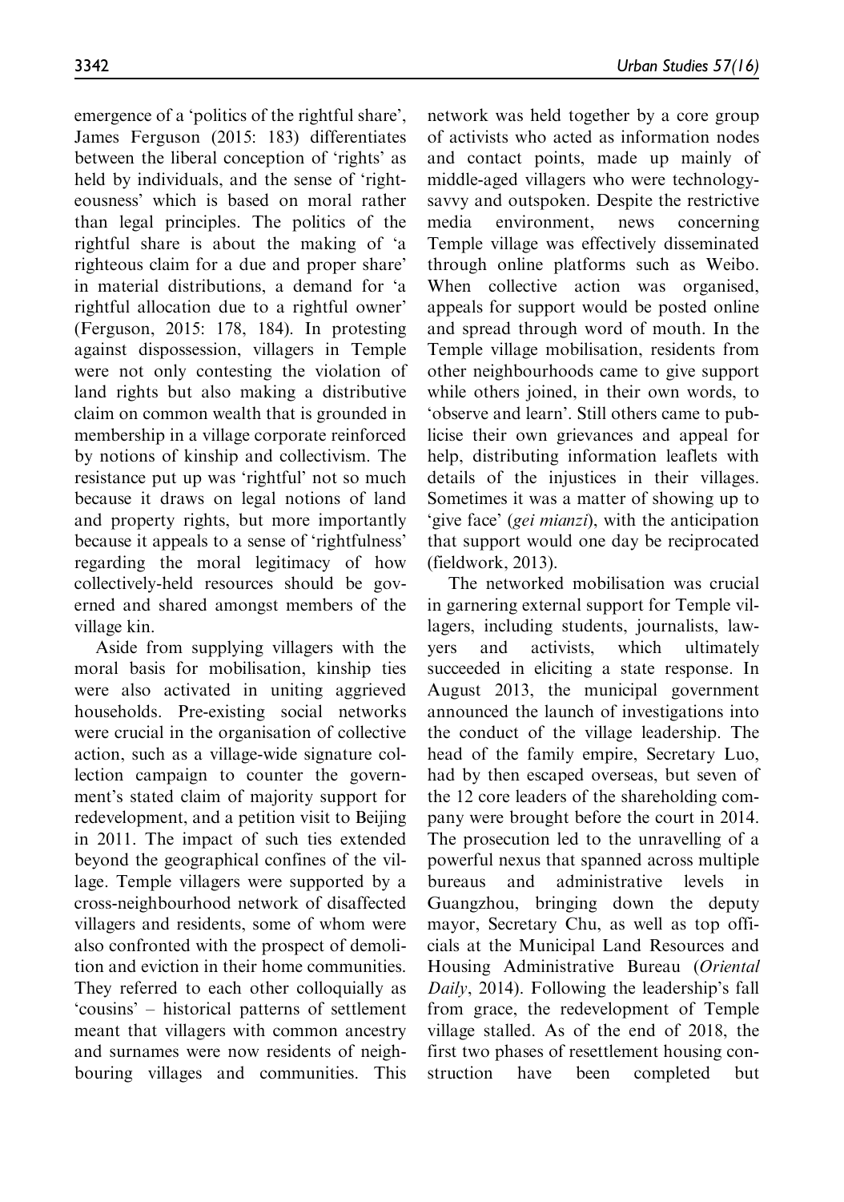emergence of a 'politics of the rightful share', James Ferguson (2015: 183) differentiates between the liberal conception of 'rights' as held by individuals, and the sense of 'righteousness' which is based on moral rather than legal principles. The politics of the rightful share is about the making of 'a righteous claim for a due and proper share' in material distributions, a demand for 'a rightful allocation due to a rightful owner' (Ferguson, 2015: 178, 184). In protesting against dispossession, villagers in Temple were not only contesting the violation of land rights but also making a distributive claim on common wealth that is grounded in membership in a village corporate reinforced by notions of kinship and collectivism. The resistance put up was 'rightful' not so much because it draws on legal notions of land and property rights, but more importantly because it appeals to a sense of 'rightfulness' regarding the moral legitimacy of how collectively-held resources should be governed and shared amongst members of the village kin.

Aside from supplying villagers with the moral basis for mobilisation, kinship ties were also activated in uniting aggrieved households. Pre-existing social networks were crucial in the organisation of collective action, such as a village-wide signature collection campaign to counter the government's stated claim of majority support for redevelopment, and a petition visit to Beijing in 2011. The impact of such ties extended beyond the geographical confines of the village. Temple villagers were supported by a cross-neighbourhood network of disaffected villagers and residents, some of whom were also confronted with the prospect of demolition and eviction in their home communities. They referred to each other colloquially as 'cousins' – historical patterns of settlement meant that villagers with common ancestry and surnames were now residents of neighbouring villages and communities. This network was held together by a core group of activists who acted as information nodes and contact points, made up mainly of middle-aged villagers who were technology-savvy and outspoken. Despite the restrictive media environment, news concerning Temple village was effectively disseminated through online platforms such as Weibo. When collective action was organised, appeals for support would be posted online and spread through word of mouth. In the Temple village mobilisation, residents from other neighbourhoods came to give support while others joined, in their own words, to 'observe and learn'. Still others came to publicise their own grievances and appeal for help, distributing information leaflets with details of the injustices in their villages. Sometimes it was a matter of showing up to 'give face' (*gei mianzi*), with the anticipation that support would one day be reciprocated (fieldwork, 2013).

The networked mobilisation was crucial in garnering external support for Temple villagers, including students, journalists, lawyers and activists, which ultimately succeeded in eliciting a state response. In August 2013, the municipal government announced the launch of investigations into the conduct of the village leadership. The head of the family empire, Secretary Luo, had by then escaped overseas, but seven of the 12 core leaders of the shareholding company were brought before the court in 2014. The prosecution led to the unravelling of a powerful nexus that spanned across multiple bureaus and administrative levels in Guangzhou, bringing down the deputy mayor, Secretary Chu, as well as top officials at the Municipal Land Resources and Housing Administrative Bureau (*Oriental Daily*, 2014). Following the leadership's fall from grace, the redevelopment of Temple village stalled. As of the end of 2018, the first two phases of resettlement housing construction have been completed but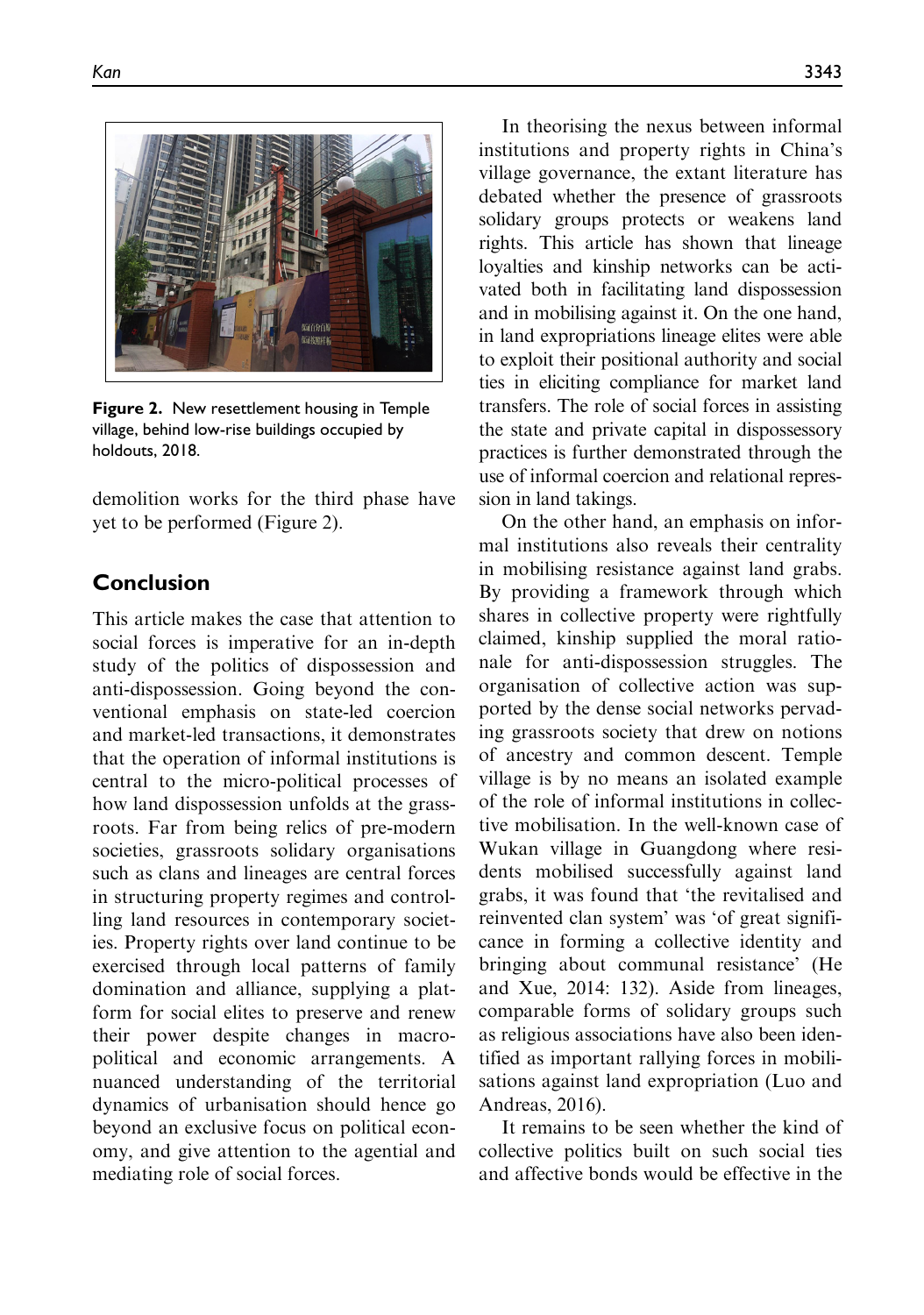Figure 2. New resettlement housing in Temple village, behind low-rise buildings occupied by holdouts, 2018.

demolition works for the third phase have yet to be performed (Figure 2).

## Conclusion

This article makes the case that attention to social forces is imperative for an in-depth study of the politics of dispossession and anti-dispossession. Going beyond the conventional emphasis on state-led coercion and market-led transactions, it demonstrates that the operation of informal institutions is central to the micro-political processes of how land dispossession unfolds at the grassroots. Far from being relics of pre-modern societies, grassroots solidary organisations such as clans and lineages are central forces in structuring property regimes and controlling land resources in contemporary societies. Property rights over land continue to be exercised through local patterns of family domination and alliance, supplying a platform for social elites to preserve and renew their power despite changes in macro-political and economic arrangements. A nuanced understanding of the territorial dynamics of urbanisation should hence go beyond an exclusive focus on political economy, and give attention to the agential and mediating role of social forces.

In theorising the nexus between informal institutions and property rights in China's village governance, the extant literature has debated whether the presence of grassroots solidary groups protects or weakens land rights. This article has shown that lineage loyalties and kinship networks can be activated both in facilitating land dispossession and in mobilising against it. On the one hand, in land expropriations lineage elites were able to exploit their positional authority and social ties in eliciting compliance for market land transfers. The role of social forces in assisting the state and private capital in dispossessory practices is further demonstrated through the use of informal coercion and relational repression in land takings.

On the other hand, an emphasis on informal institutions also reveals their centrality in mobilising resistance against land grabs. By providing a framework through which shares in collective property were rightfully claimed, kinship supplied the moral rationale for anti-dispossession struggles. The organisation of collective action was supported by the dense social networks pervading grassroots society that drew on notions of ancestry and common descent. Temple village is by no means an isolated example of the role of informal institutions in collective mobilisation. In the well-known case of Wukan village in Guangdong where residents mobilised successfully against land grabs, it was found that 'the revitalised and reinvented clan system' was 'of great significance in forming a collective identity and bringing about communal resistance' (He and Xue, 2014: 132). Aside from lineages, comparable forms of solidary groups such as religious associations have also been identified as important rallying forces in mobilisations against land expropriation (Luo and Andreas, 2016).

It remains to be seen whether the kind of collective politics built on such social ties and affective bonds would be effective in the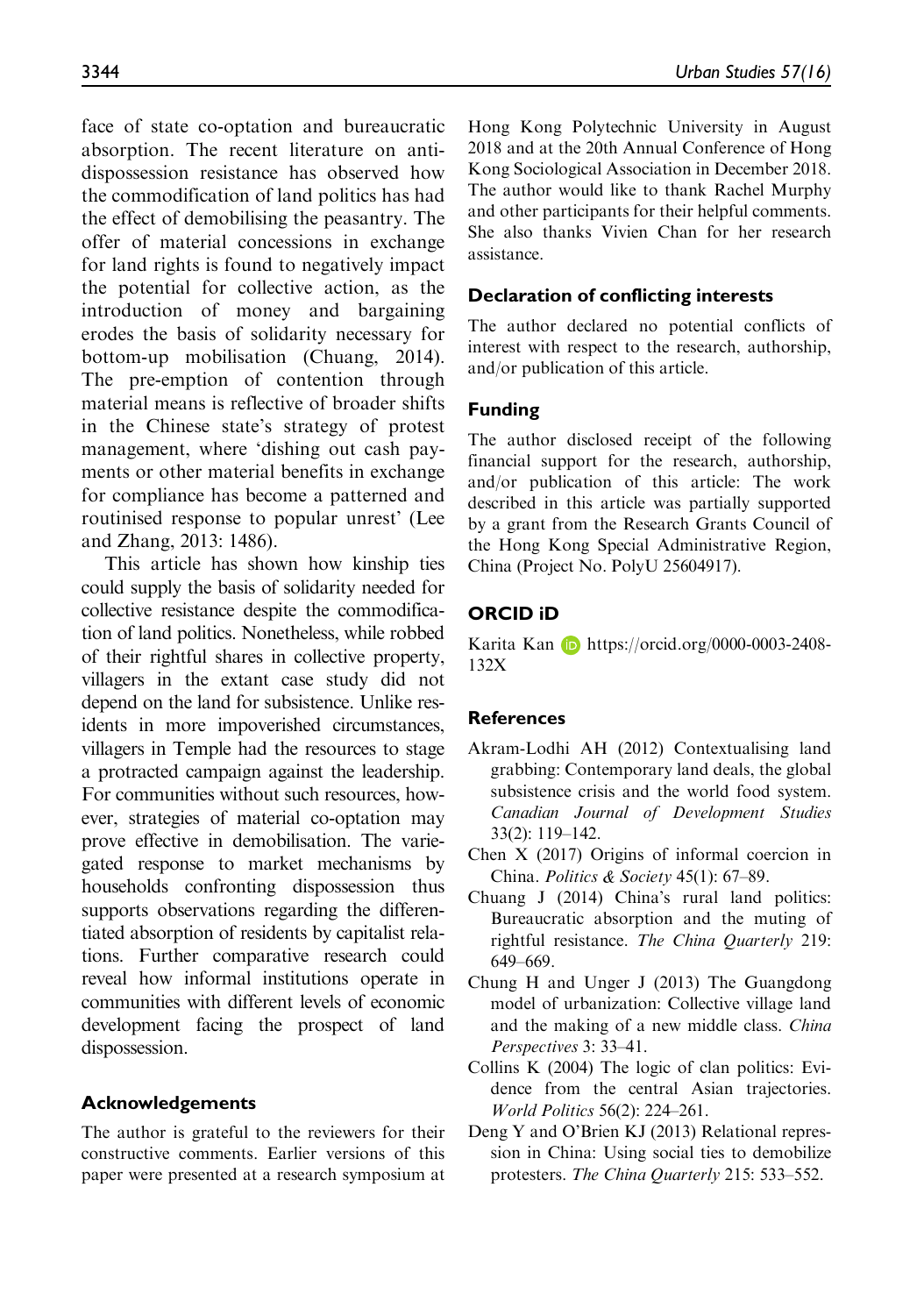face of state co-optation and bureaucratic absorption. The recent literature on anti-dispossession resistance has observed how the commodification of land politics has had the effect of demobilising the peasantry. The offer of material concessions in exchange for land rights is found to negatively impact the potential for collective action, as the introduction of money and bargaining erodes the basis of solidarity necessary for bottom-up mobilisation (Chuang, 2014). The pre-emption of contention through material means is reflective of broader shifts in the Chinese state's strategy of protest management, where 'dishing out cash payments or other material benefits in exchange for compliance has become a patterned and routinised response to popular unrest' (Lee and Zhang, 2013: 1486).

This article has shown how kinship ties could supply the basis of solidarity needed for collective resistance despite the commodification of land politics. Nonetheless, while robbed of their rightful shares in collective property, villagers in the extant case study did not depend on the land for subsistence. Unlike residents in more impoverished circumstances, villagers in Temple had the resources to stage a protracted campaign against the leadership. For communities without such resources, however, strategies of material co-optation may prove effective in demobilisation. The variegated response to market mechanisms by households confronting dispossession thus supports observations regarding the differentiated absorption of residents by capitalist relations. Further comparative research could reveal how informal institutions operate in communities with different levels of economic development facing the prospect of land dispossession.

## Acknowledgements

The author is grateful to the reviewers for their constructive comments. Earlier versions of this paper were presented at a research symposium at Hong Kong Polytechnic University in August 2018 and at the 20th Annual Conference of Hong Kong Sociological Association in December 2018. The author would like to thank Rachel Murphy and other participants for their helpful comments. She also thanks Vivien Chan for her research assistance.

## Declaration of conflicting interests

The author declared no potential conflicts of interest with respect to the research, authorship, and/or publication of this article.

## Funding

The author disclosed receipt of the following financial support for the research, authorship, and/or publication of this article: The work described in this article was partially supported by a grant from the Research Grants Council of the Hong Kong Special Administrative Region, China (Project No. PolyU 25604917).

## ORCID iD

Karita Kan https://orcid.org/0000-0003-2408-132X

## References

Akram-Lodhi AH (2012) Contextualising land grabbing: Contemporary land deals, the global subsistence crisis and the world food system. *Canadian Journal of Development Studies* 33(2): 119–142.

Chen X (2017) Origins of informal coercion in China. *Politics & Society* 45(1): 67–89.

Chuang J (2014) China's rural land politics: Bureaucratic absorption and the muting of rightful resistance. *The China Quarterly* 219: 649–669.

Chung H and Unger J (2013) The Guangdong model of urbanization: Collective village land and the making of a new middle class. *China Perspectives* 3: 33–41.

Collins K (2004) The logic of clan politics: Evidence from the central Asian trajectories. *World Politics* 56(2): 224–261.

Deng Y and O'Brien KJ (2013) Relational repression in China: Using social ties to demobilize protesters. *The China Quarterly* 215: 533–552.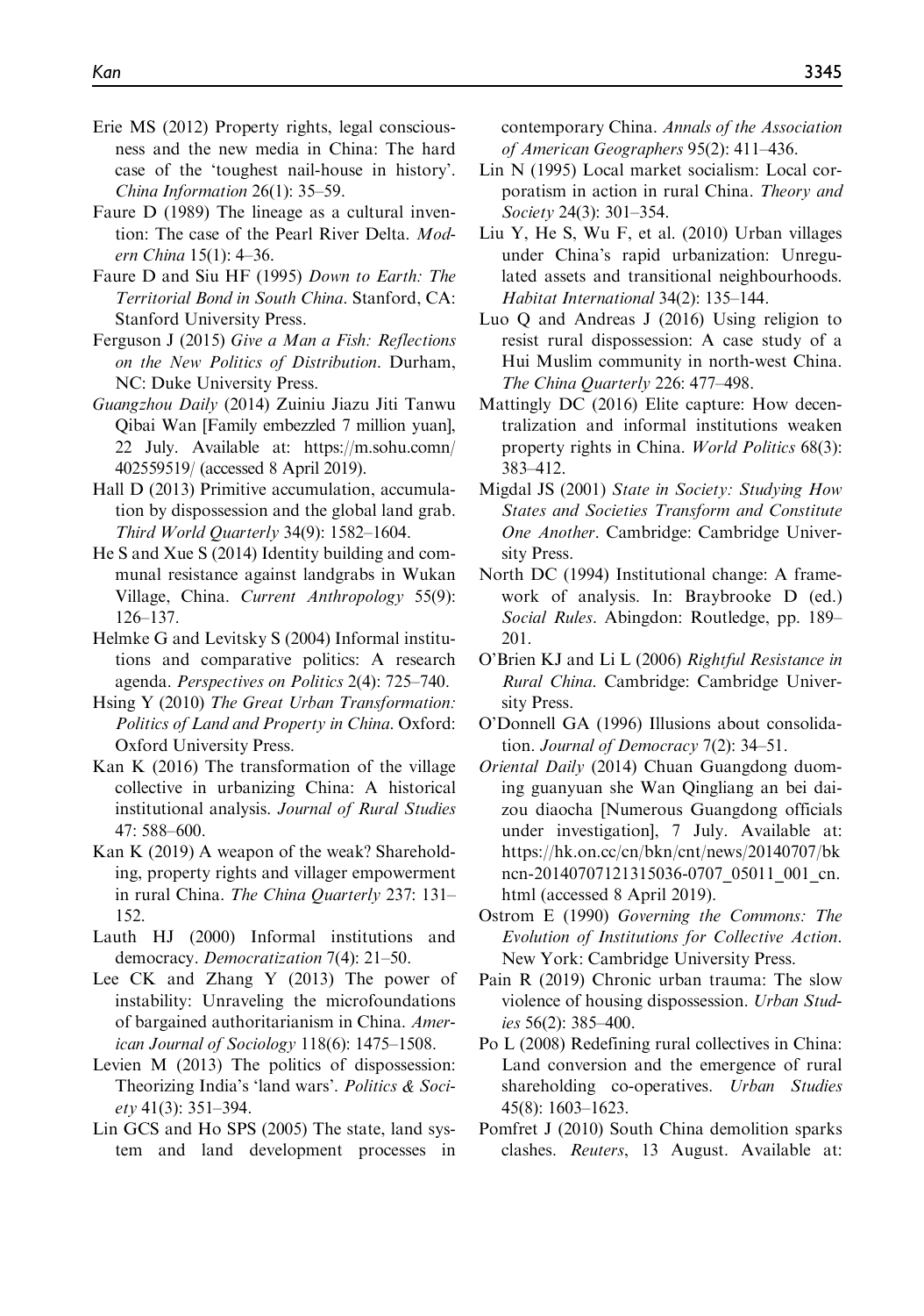Erie MS (2012) Property rights, legal consciousness and the new media in China: The hard case of the 'toughest nail-house in history'. *China Information* 26(1): 35–59.

Faure D (1989) The lineage as a cultural invention: The case of the Pearl River Delta. *Modern China* 15(1): 4–36.

Faure D and Siu HF (1995) *Down to Earth: The Territorial Bond in South China*. Stanford, CA: Stanford University Press.

Ferguson J (2015) *Give a Man a Fish: Reflections on the New Politics of Distribution*. Durham, NC: Duke University Press.

*Guangzhou Daily* (2014) Zuiniu Jiazu Jiti Tanwu Qibai Wan [Family embezzled 7 million yuan], 22 July. Available at: https://m.sohu.comn/402559519/ (accessed 8 April 2019).

Hall D (2013) Primitive accumulation, accumulation by dispossession and the global land grab. *Third World Quarterly* 34(9): 1582–1604.

He S and Xue S (2014) Identity building and communal resistance against landgrabs in Wukan Village, China. *Current Anthropology* 55(9): 126–137.

Helmke G and Levitsky S (2004) Informal institutions and comparative politics: A research agenda. *Perspectives on Politics* 2(4): 725–740.

Hsing Y (2010) *The Great Urban Transformation: Politics of Land and Property in China*. Oxford: Oxford University Press.

Kan K (2016) The transformation of the village collective in urbanizing China: A historical institutional analysis. *Journal of Rural Studies* 47: 588–600.

Kan K (2019) A weapon of the weak? Shareholding, property rights and villager empowerment in rural China. *The China Quarterly* 237: 131–152.

Lauth HJ (2000) Informal institutions and democracy. *Democratization* 7(4): 21–50.

Lee CK and Zhang Y (2013) The power of instability: Unraveling the microfoundations of bargained authoritarianism in China. *American Journal of Sociology* 118(6): 1475–1508.

Levien M (2013) The politics of dispossession: Theorizing India's 'land wars'. *Politics & Society* 41(3): 351–394.

Lin GCS and Ho SPS (2005) The state, land system and land development processes in contemporary China. *Annals of the Association of American Geographers* 95(2): 411–436.

Lin N (1995) Local market socialism: Local corporatism in action in rural China. *Theory and Society* 24(3): 301–354.

Liu Y, He S, Wu F, et al. (2010) Urban villages under China's rapid urbanization: Unregulated assets and transitional neighbourhoods. *Habitat International* 34(2): 135–144.

Luo Q and Andreas J (2016) Using religion to resist rural dispossession: A case study of a Hui Muslim community in north-west China. *The China Quarterly* 226: 477–498.

Mattingly DC (2016) Elite capture: How decentralization and informal institutions weaken property rights in China. *World Politics* 68(3): 383–412.

Migdal JS (2001) *State in Society: Studying How States and Societies Transform and Constitute One Another*. Cambridge: Cambridge University Press.

North DC (1994) Institutional change: A framework of analysis. In: Braybrooke D (ed.) *Social Rules*. Abingdon: Routledge, pp. 189–201.

O'Brien KJ and Li L (2006) *Rightful Resistance in Rural China*. Cambridge: Cambridge University Press.

O'Donnell GA (1996) Illusions about consolidation. *Journal of Democracy* 7(2): 34–51.

*Oriental Daily* (2014) Chuan Guangdong duoming guanyuan she Wan Qingliang an bei daizou diaocha [Numerous Guangdong officials under investigation], 7 July. Available at: https://hk.on.cc/cn/bkn/cnt/news/20140707/bkncn-20140707121315036-0707_05011_001_cn.html (accessed 8 April 2019).

Ostrom E (1990) *Governing the Commons: The Evolution of Institutions for Collective Action*. New York: Cambridge University Press.

Pain R (2019) Chronic urban trauma: The slow violence of housing dispossession. *Urban Studies* 56(2): 385–400.

Po L (2008) Redefining rural collectives in China: Land conversion and the emergence of rural shareholding co-operatives. *Urban Studies* 45(8): 1603–1623.

Pomfret J (2010) South China demolition sparks clashes. *Reuters*, 13 August. Available at: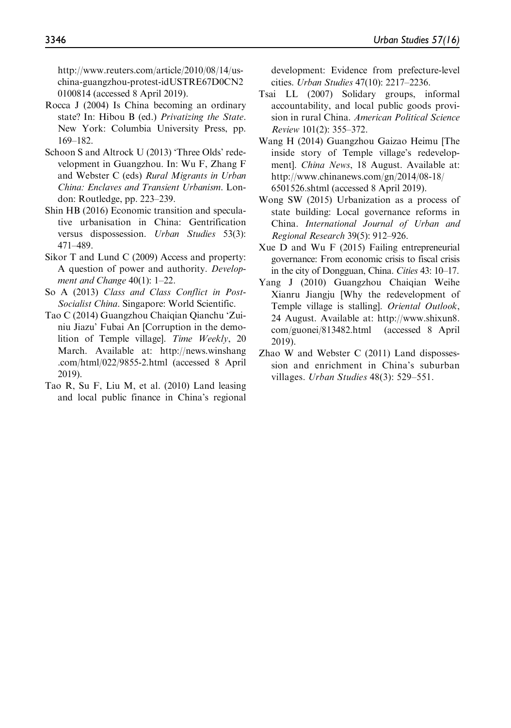http://www.reuters.com/article/2010/08/14/us-china-guangzhou-protest-idUSTRE67D0CN20100814 (accessed 8 April 2019).

Rocca J (2004) Is China becoming an ordinary state? In: Hibou B (ed.) *Privatizing the State*. New York: Columbia University Press, pp. 169–182.

Schoon S and Altrock U (2013) 'Three Olds' redevelopment in Guangzhou. In: Wu F, Zhang F and Webster C (eds) *Rural Migrants in Urban China: Enclaves and Transient Urbanism*. London: Routledge, pp. 223–239.

Shin HB (2016) Economic transition and speculative urbanisation in China: Gentrification versus dispossession. *Urban Studies* 53(3): 471–489.

Sikor T and Lund C (2009) Access and property: A question of power and authority. *Development and Change* 40(1): 1–22.

So A (2013) *Class and Class Conflict in Post-Socialist China*. Singapore: World Scientific.

Tao C (2014) Guangzhou Chaiqian Qianchu 'Zuiniu Jiazu' Fubai An [Corruption in the demolition of Temple village]. *Time Weekly*, 20 March. Available at: http://news.winshang.com/html/022/9855-2.html (accessed 8 April 2019).

Tao R, Su F, Liu M, et al. (2010) Land leasing and local public finance in China's regional development: Evidence from prefecture-level cities. *Urban Studies* 47(10): 2217–2236.

Tsai LL (2007) Solidary groups, informal accountability, and local public goods provision in rural China. *American Political Science Review* 101(2): 355–372.

Wang H (2014) Guangzhou Gaizao Heimu [The inside story of Temple village's redevelopment]. *China News*, 18 August. Available at: http://www.chinanews.com/gn/2014/08-18/6501526.shtml (accessed 8 April 2019).

Wong SW (2015) Urbanization as a process of state building: Local governance reforms in China. *International Journal of Urban and Regional Research* 39(5): 912–926.

Xue D and Wu F (2015) Failing entrepreneurial governance: From economic crisis to fiscal crisis in the city of Dongguan, China. *Cities* 43: 10–17.

Yang J (2010) Guangzhou Chaiqian Weihe Xianru Jiangju [Why the redevelopment of Temple village is stalling]. *Oriental Outlook*, 24 August. Available at: http://www.shixun8.com/guonei/813482.html (accessed 8 April 2019).

Zhao W and Webster C (2011) Land dispossession and enrichment in China's suburban villages. *Urban Studies* 48(3): 529–551.